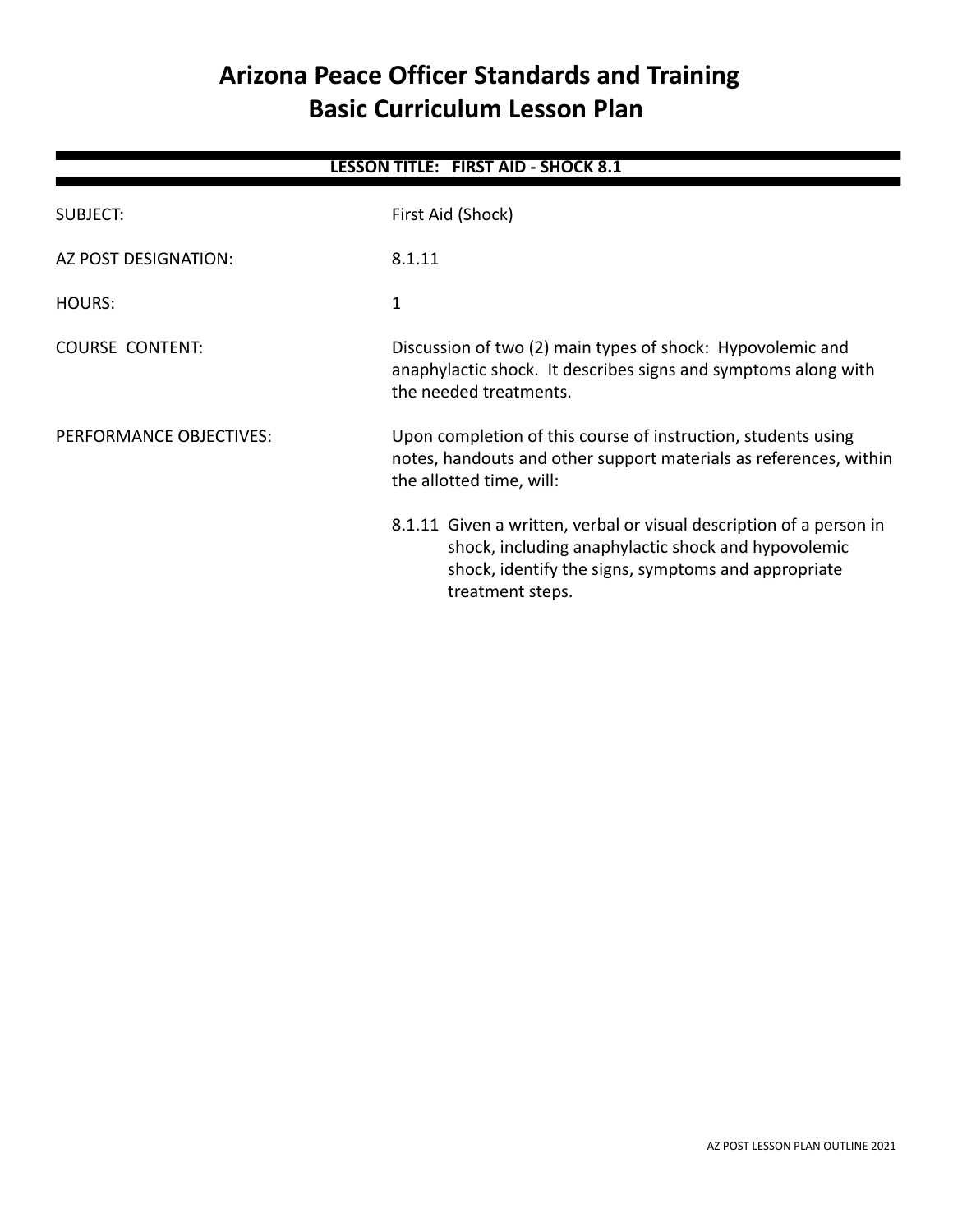# Arizona Peace Officer Standards and Training
# Basic Curriculum Lesson Plan

**LESSON TITLE: FIRST AID - SHOCK 8.1**

| | |
|---|---|
| SUBJECT: | First Aid (Shock) |
| AZ POST DESIGNATION: | 8.1.11 |
| HOURS: | 1 |
| COURSE CONTENT: | Discussion of two (2) main types of shock: Hypovolemic and anaphylactic shock. It describes signs and symptoms along with the needed treatments. |
| PERFORMANCE OBJECTIVES: | Upon completion of this course of instruction, students using notes, handouts and other support materials as references, within the allotted time, will: |

8.1.11 Given a written, verbal or visual description of a person in shock, including anaphylactic shock and hypovolemic shock, identify the signs, symptoms and appropriate treatment steps.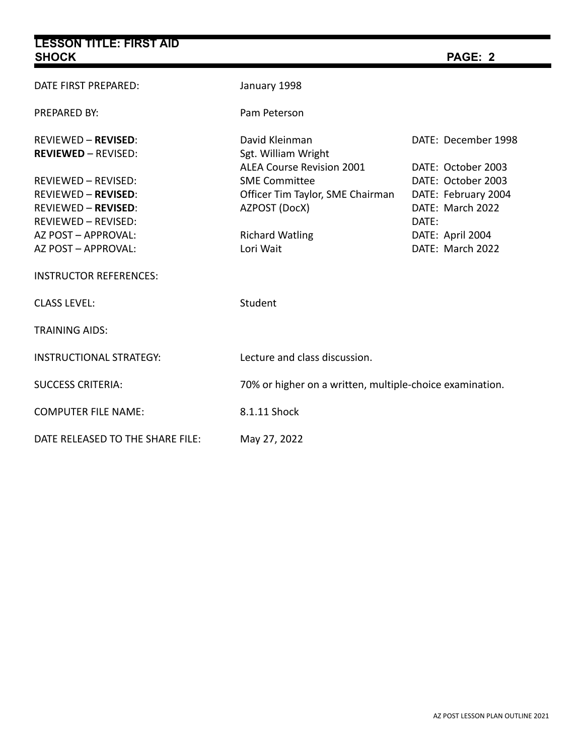| | | |
|---|---|---|
| DATE FIRST PREPARED: | January 1998 | |
| PREPARED BY: | Pam Peterson | |
| REVIEWED – **REVISED**: | David Kleinman | DATE: December 1998 |
| **REVIEWED** – REVISED: | Sgt. William Wright | |
| | ALEA Course Revision 2001 | DATE: October 2003 |
| REVIEWED – REVISED: | SME Committee | DATE: October 2003 |
| REVIEWED – **REVISED**: | Officer Tim Taylor, SME Chairman | DATE: February 2004 |
| REVIEWED – **REVISED**: | AZPOST (DocX) | DATE: March 2022 |
| REVIEWED – REVISED: | | DATE: |
| AZ POST – APPROVAL: | Richard Watling | DATE: April 2004 |
| AZ POST – APPROVAL: | Lori Wait | DATE: March 2022 |
| INSTRUCTOR REFERENCES: | | |
| CLASS LEVEL: | Student | |
| TRAINING AIDS: | | |
| INSTRUCTIONAL STRATEGY: | Lecture and class discussion. | |
| SUCCESS CRITERIA: | 70% or higher on a written, multiple-choice examination. | |
| COMPUTER FILE NAME: | 8.1.11 Shock | |
| DATE RELEASED TO THE SHARE FILE: | May 27, 2022 | |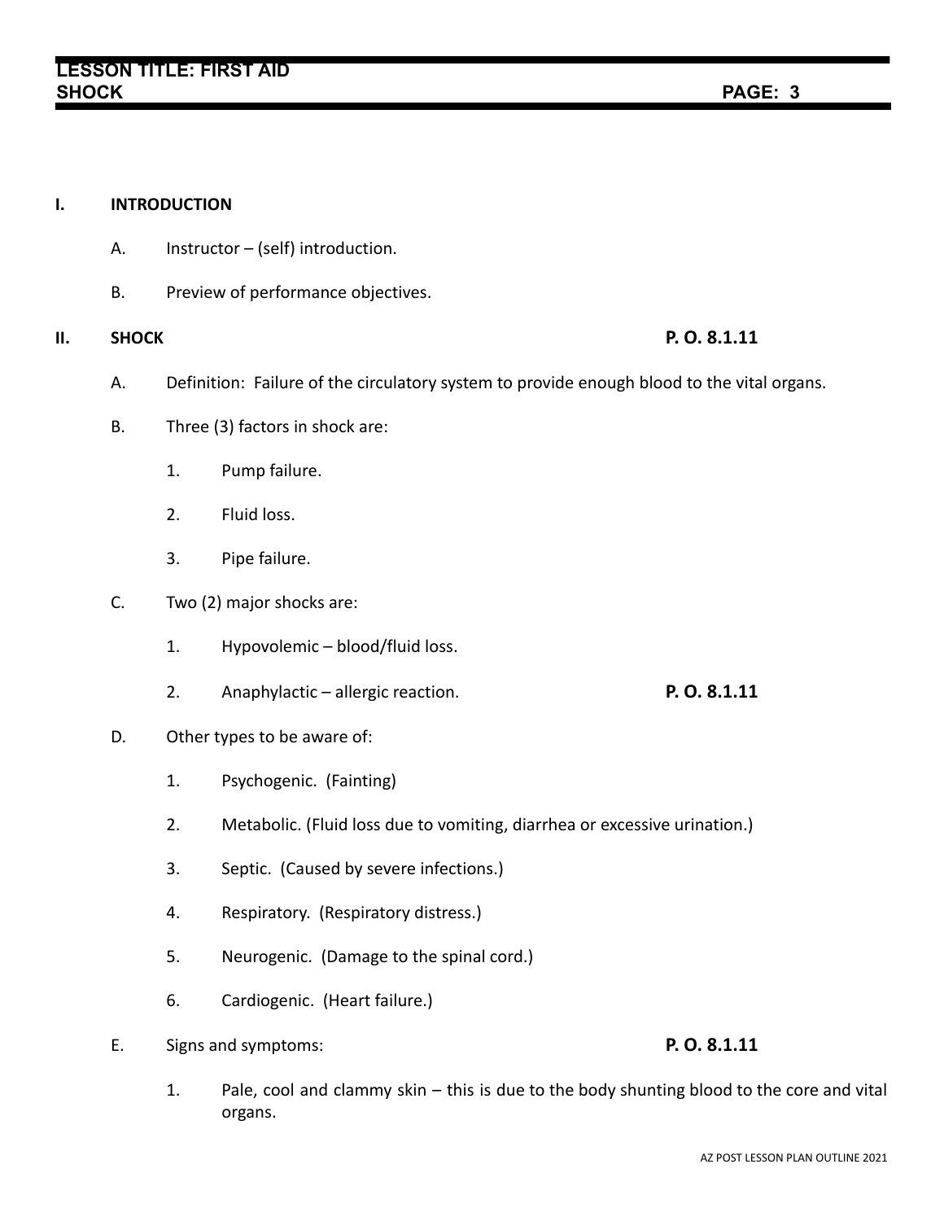## I. INTRODUCTION

A. Instructor – (self) introduction.

B. Preview of performance objectives.

## II. SHOCK **P. O. 8.1.11**

A. Definition: Failure of the circulatory system to provide enough blood to the vital organs.

B. Three (3) factors in shock are:

1. Pump failure.
2. Fluid loss.
3. Pipe failure.

C. Two (2) major shocks are:

1. Hypovolemic – blood/fluid loss.
2. Anaphylactic – allergic reaction. **P. O. 8.1.11**

D. Other types to be aware of:

1. Psychogenic. (Fainting)
2. Metabolic. (Fluid loss due to vomiting, diarrhea or excessive urination.)
3. Septic. (Caused by severe infections.)
4. Respiratory. (Respiratory distress.)
5. Neurogenic. (Damage to the spinal cord.)
6. Cardiogenic. (Heart failure.)

E. Signs and symptoms: **P. O. 8.1.11**

1. Pale, cool and clammy skin – this is due to the body shunting blood to the core and vital organs.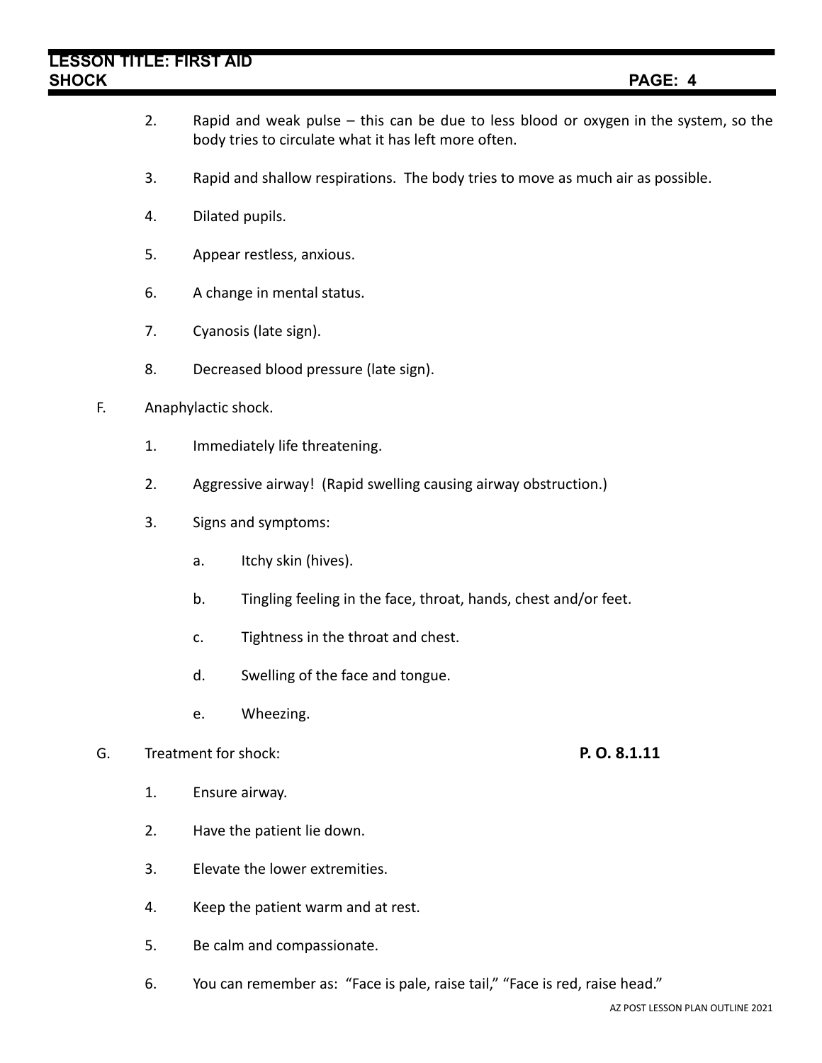2. Rapid and weak pulse – this can be due to less blood or oxygen in the system, so the body tries to circulate what it has left more often.

3. Rapid and shallow respirations. The body tries to move as much air as possible.

4. Dilated pupils.

5. Appear restless, anxious.

6. A change in mental status.

7. Cyanosis (late sign).

8. Decreased blood pressure (late sign).

F. Anaphylactic shock.

1. Immediately life threatening.

2. Aggressive airway! (Rapid swelling causing airway obstruction.)

3. Signs and symptoms:

   a. Itchy skin (hives).

   b. Tingling feeling in the face, throat, hands, chest and/or feet.

   c. Tightness in the throat and chest.

   d. Swelling of the face and tongue.

   e. Wheezing.

G. Treatment for shock: **P. O. 8.1.11**

1. Ensure airway.

2. Have the patient lie down.

3. Elevate the lower extremities.

4. Keep the patient warm and at rest.

5. Be calm and compassionate.

6. You can remember as: "Face is pale, raise tail," "Face is red, raise head."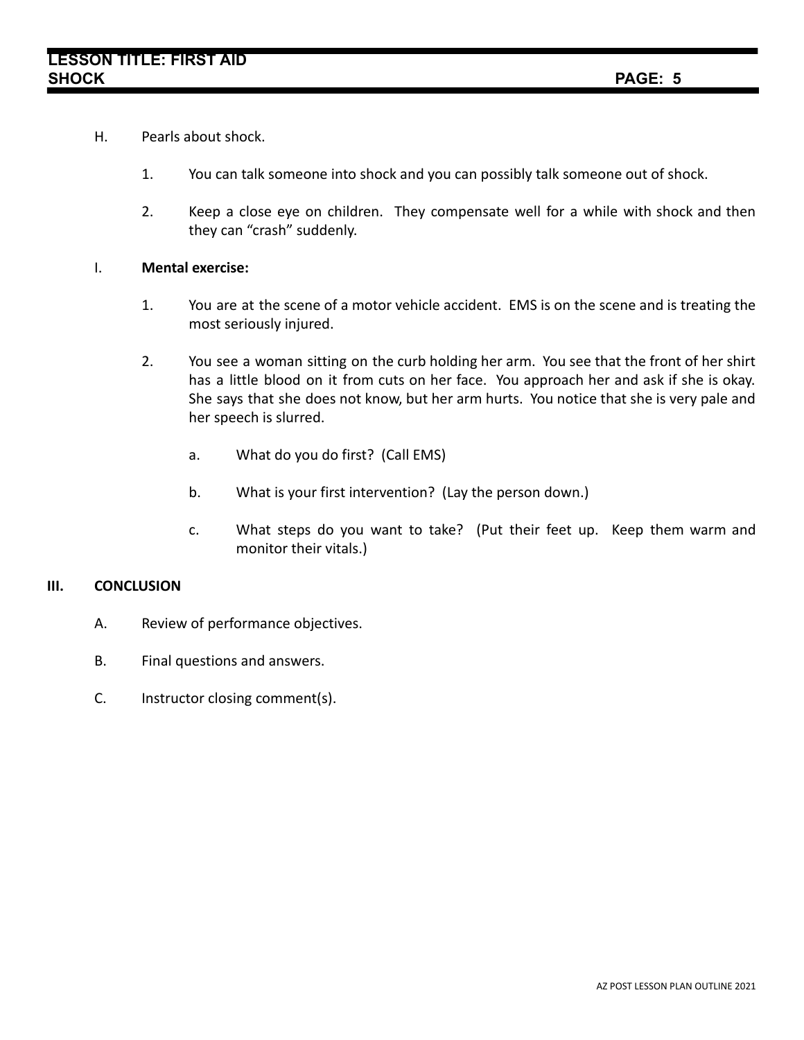H. Pearls about shock.

   1. You can talk someone into shock and you can possibly talk someone out of shock.

   2. Keep a close eye on children. They compensate well for a while with shock and then they can "crash" suddenly.

I. **Mental exercise:**

   1. You are at the scene of a motor vehicle accident. EMS is on the scene and is treating the most seriously injured.

   2. You see a woman sitting on the curb holding her arm. You see that the front of her shirt has a little blood on it from cuts on her face. You approach her and ask if she is okay. She says that she does not know, but her arm hurts. You notice that she is very pale and her speech is slurred.

      a. What do you do first? (Call EMS)

      b. What is your first intervention? (Lay the person down.)

      c. What steps do you want to take? (Put their feet up. Keep them warm and monitor their vitals.)

## III. CONCLUSION

A. Review of performance objectives.

B. Final questions and answers.

C. Instructor closing comment(s).